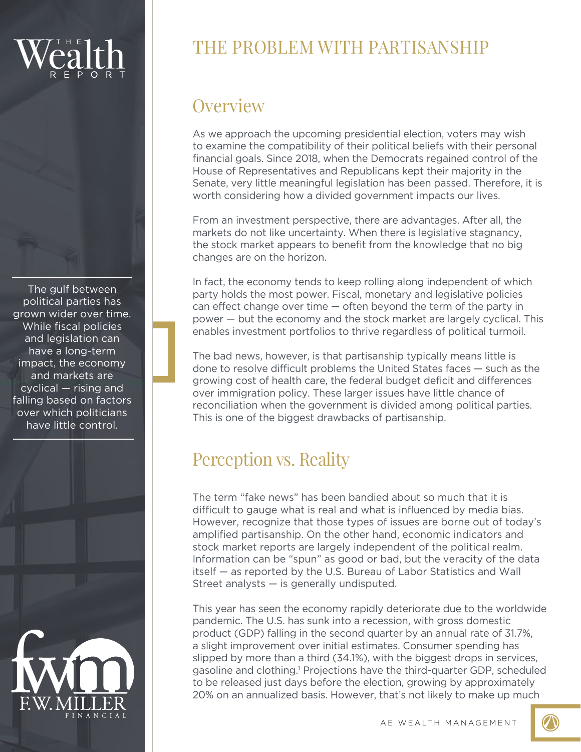# THE PROBLEM WITH PARTISANSHIP

## Overview

As we approach the upcoming presidential election, voters may wish to examine the compatibility of their political beliefs with their personal financial goals. Since 2018, when the Democrats regained control of the House of Representatives and Republicans kept their majority in the Senate, very little meaningful legislation has been passed. Therefore, it is worth considering how a divided government impacts our lives.

From an investment perspective, there are advantages. After all, the markets do not like uncertainty. When there is legislative stagnancy, the stock market appears to benefit from the knowledge that no big changes are on the horizon.

In fact, the economy tends to keep rolling along independent of which party holds the most power. Fiscal, monetary and legislative policies can effect change over time — often beyond the term of the party in power — but the economy and the stock market are largely cyclical. This enables investment portfolios to thrive regardless of political turmoil.

> The gulf between political parties has grown wider over time. While fiscal policies and legislation can have a long-term impact, the economy and markets are cyclical — rising and falling based on factors over which politicians have little control.

The bad news, however, is that partisanship typically means little is done to resolve difficult problems the United States faces — such as the growing cost of health care, the federal budget deficit and differences over immigration policy. These larger issues have little chance of reconciliation when the government is divided among political parties. This is one of the biggest drawbacks of partisanship.

## Perception vs. Reality

The term "fake news" has been bandied about so much that it is difficult to gauge what is real and what is influenced by media bias. However, recognize that those types of issues are borne out of today's amplified partisanship. On the other hand, economic indicators and stock market reports are largely independent of the political realm. Information can be "spun" as good or bad, but the veracity of the data itself — as reported by the U.S. Bureau of Labor Statistics and Wall Street analysts — is generally undisputed.

This year has seen the economy rapidly deteriorate due to the worldwide pandemic. The U.S. has sunk into a recession, with gross domestic product (GDP) falling in the second quarter by an annual rate of 31.7%, a slight improvement over initial estimates. Consumer spending has slipped by more than a third (34.1%), with the biggest drops in services, gasoline and clothing.[1] Projections have the third-quarter GDP, scheduled to be released just days before the election, growing by approximately 20% on an annualized basis. However, that's not likely to make up much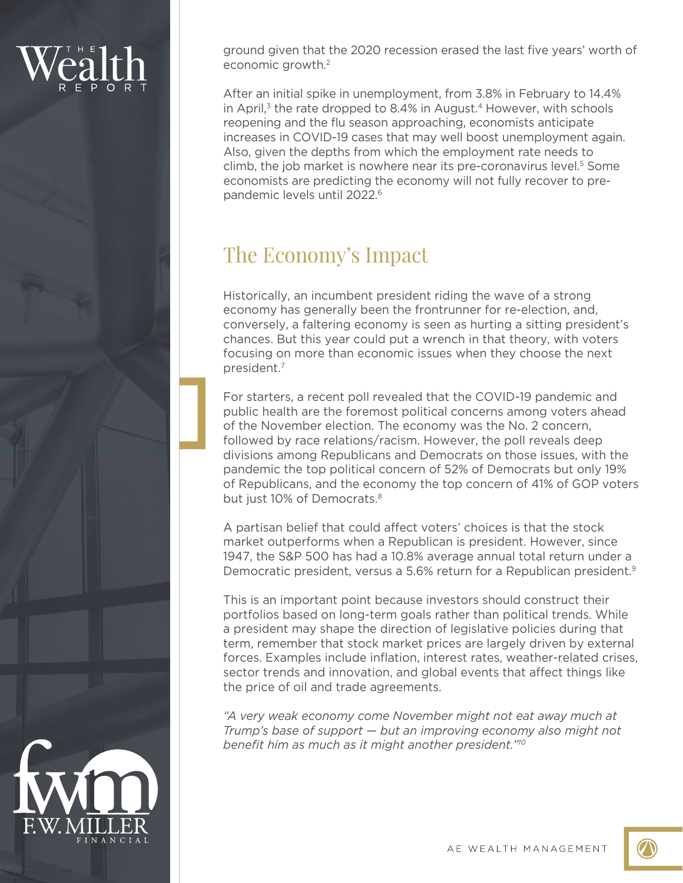ground given that the 2020 recession erased the last five years' worth of economic growth.[2]

After an initial spike in unemployment, from 3.8% in February to 14.4% in April,[3] the rate dropped to 8.4% in August.[4] However, with schools reopening and the flu season approaching, economists anticipate increases in COVID-19 cases that may well boost unemployment again. Also, given the depths from which the employment rate needs to climb, the job market is nowhere near its pre-coronavirus level.[5] Some economists are predicting the economy will not fully recover to pre-pandemic levels until 2022.[6]

## The Economy's Impact

Historically, an incumbent president riding the wave of a strong economy has generally been the frontrunner for re-election, and, conversely, a faltering economy is seen as hurting a sitting president's chances. But this year could put a wrench in that theory, with voters focusing on more than economic issues when they choose the next president.[7]

For starters, a recent poll revealed that the COVID-19 pandemic and public health are the foremost political concerns among voters ahead of the November election. The economy was the No. 2 concern, followed by race relations/racism. However, the poll reveals deep divisions among Republicans and Democrats on those issues, with the pandemic the top political concern of 52% of Democrats but only 19% of Republicans, and the economy the top concern of 41% of GOP voters but just 10% of Democrats.[8]

A partisan belief that could affect voters' choices is that the stock market outperforms when a Republican is president. However, since 1947, the S&P 500 has had a 10.8% average annual total return under a Democratic president, versus a 5.6% return for a Republican president.[9]

This is an important point because investors should construct their portfolios based on long-term goals rather than political trends. While a president may shape the direction of legislative policies during that term, remember that stock market prices are largely driven by external forces. Examples include inflation, interest rates, weather-related crises, sector trends and innovation, and global events that affect things like the price of oil and trade agreements.

*"A very weak economy come November might not eat away much at Trump's base of support — but an improving economy also might not benefit him as much as it might another president."*[10]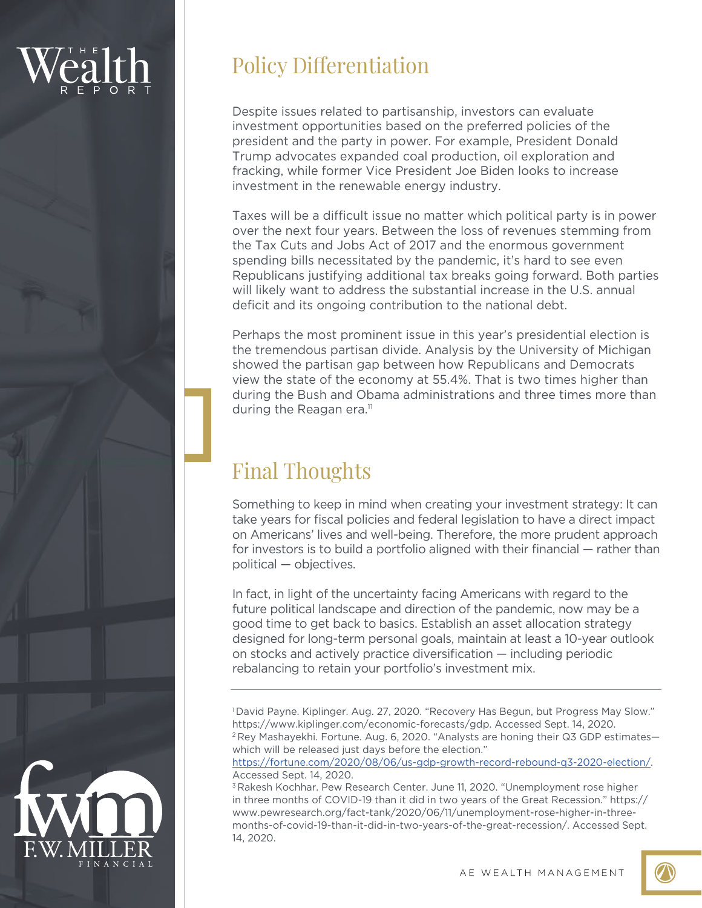## Policy Differentiation

Despite issues related to partisanship, investors can evaluate investment opportunities based on the preferred policies of the president and the party in power. For example, President Donald Trump advocates expanded coal production, oil exploration and fracking, while former Vice President Joe Biden looks to increase investment in the renewable energy industry.

Taxes will be a difficult issue no matter which political party is in power over the next four years. Between the loss of revenues stemming from the Tax Cuts and Jobs Act of 2017 and the enormous government spending bills necessitated by the pandemic, it's hard to see even Republicans justifying additional tax breaks going forward. Both parties will likely want to address the substantial increase in the U.S. annual deficit and its ongoing contribution to the national debt.

Perhaps the most prominent issue in this year's presidential election is the tremendous partisan divide. Analysis by the University of Michigan showed the partisan gap between how Republicans and Democrats view the state of the economy at 55.4%. That is two times higher than during the Bush and Obama administrations and three times more than during the Reagan era.[11]

## Final Thoughts

Something to keep in mind when creating your investment strategy: It can take years for fiscal policies and federal legislation to have a direct impact on Americans' lives and well-being. Therefore, the more prudent approach for investors is to build a portfolio aligned with their financial — rather than political — objectives.

In fact, in light of the uncertainty facing Americans with regard to the future political landscape and direction of the pandemic, now may be a good time to get back to basics. Establish an asset allocation strategy designed for long-term personal goals, maintain at least a 10-year outlook on stocks and actively practice diversification — including periodic rebalancing to retain your portfolio's investment mix.

---

[1] David Payne. Kiplinger. Aug. 27, 2020. "Recovery Has Begun, but Progress May Slow." https://www.kiplinger.com/economic-forecasts/gdp. Accessed Sept. 14, 2020.

[2] Rey Mashayekhi. Fortune. Aug. 6, 2020. "Analysts are honing their Q3 GDP estimates—which will be released just days before the election." https://fortune.com/2020/08/06/us-gdp-growth-record-rebound-q3-2020-election/. Accessed Sept. 14, 2020.

[3] Rakesh Kochhar. Pew Research Center. June 11, 2020. "Unemployment rose higher in three months of COVID-19 than it did in two years of the Great Recession." https://www.pewresearch.org/fact-tank/2020/06/11/unemployment-rose-higher-in-three-months-of-covid-19-than-it-did-in-two-years-of-the-great-recession/. Accessed Sept. 14, 2020.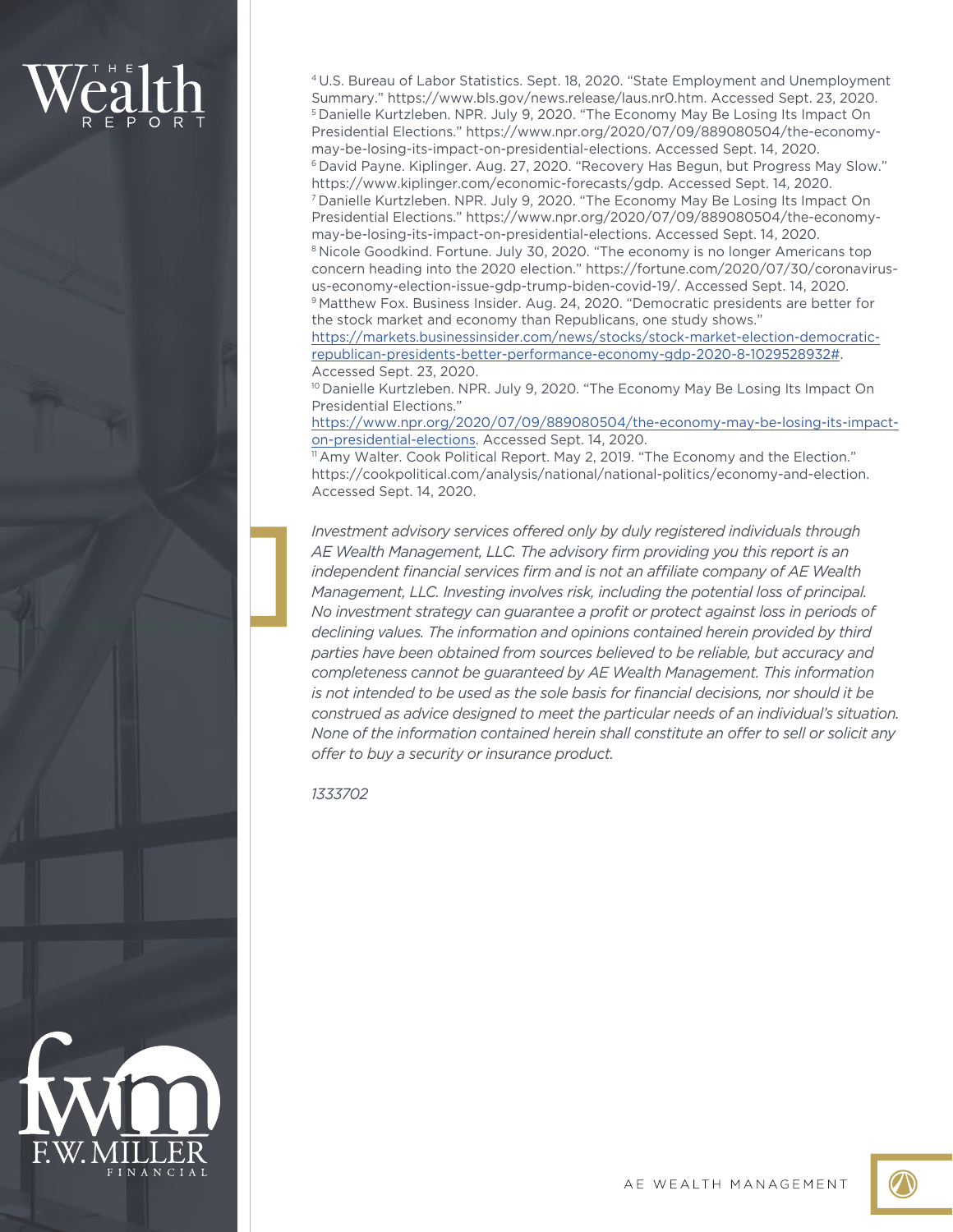[4] U.S. Bureau of Labor Statistics. Sept. 18, 2020. "State Employment and Unemployment Summary." https://www.bls.gov/news.release/laus.nr0.htm. Accessed Sept. 23, 2020.
[5] Danielle Kurtzleben. NPR. July 9, 2020. "The Economy May Be Losing Its Impact On Presidential Elections." https://www.npr.org/2020/07/09/889080504/the-economy-may-be-losing-its-impact-on-presidential-elections. Accessed Sept. 14, 2020.
[6] David Payne. Kiplinger. Aug. 27, 2020. "Recovery Has Begun, but Progress May Slow." https://www.kiplinger.com/economic-forecasts/gdp. Accessed Sept. 14, 2020.
[7] Danielle Kurtzleben. NPR. July 9, 2020. "The Economy May Be Losing Its Impact On Presidential Elections." https://www.npr.org/2020/07/09/889080504/the-economy-may-be-losing-its-impact-on-presidential-elections. Accessed Sept. 14, 2020.
[8] Nicole Goodkind. Fortune. July 30, 2020. "The economy is no longer Americans top concern heading into the 2020 election." https://fortune.com/2020/07/30/coronavirus-us-economy-election-issue-gdp-trump-biden-covid-19/. Accessed Sept. 14, 2020.
[9] Matthew Fox. Business Insider. Aug. 24, 2020. "Democratic presidents are better for the stock market and economy than Republicans, one study shows." https://markets.businessinsider.com/news/stocks/stock-market-election-democratic-republican-presidents-better-performance-economy-gdp-2020-8-1029528932#. Accessed Sept. 23, 2020.
[10] Danielle Kurtzleben. NPR. July 9, 2020. "The Economy May Be Losing Its Impact On Presidential Elections." https://www.npr.org/2020/07/09/889080504/the-economy-may-be-losing-its-impact-on-presidential-elections. Accessed Sept. 14, 2020.
[11] Amy Walter. Cook Political Report. May 2, 2019. "The Economy and the Election." https://cookpolitical.com/analysis/national/national-politics/economy-and-election. Accessed Sept. 14, 2020.

*Investment advisory services offered only by duly registered individuals through AE Wealth Management, LLC. The advisory firm providing you this report is an independent financial services firm and is not an affiliate company of AE Wealth Management, LLC. Investing involves risk, including the potential loss of principal. No investment strategy can guarantee a profit or protect against loss in periods of declining values. The information and opinions contained herein provided by third parties have been obtained from sources believed to be reliable, but accuracy and completeness cannot be guaranteed by AE Wealth Management. This information is not intended to be used as the sole basis for financial decisions, nor should it be construed as advice designed to meet the particular needs of an individual's situation. None of the information contained herein shall constitute an offer to sell or solicit any offer to buy a security or insurance product.*

*1333702*